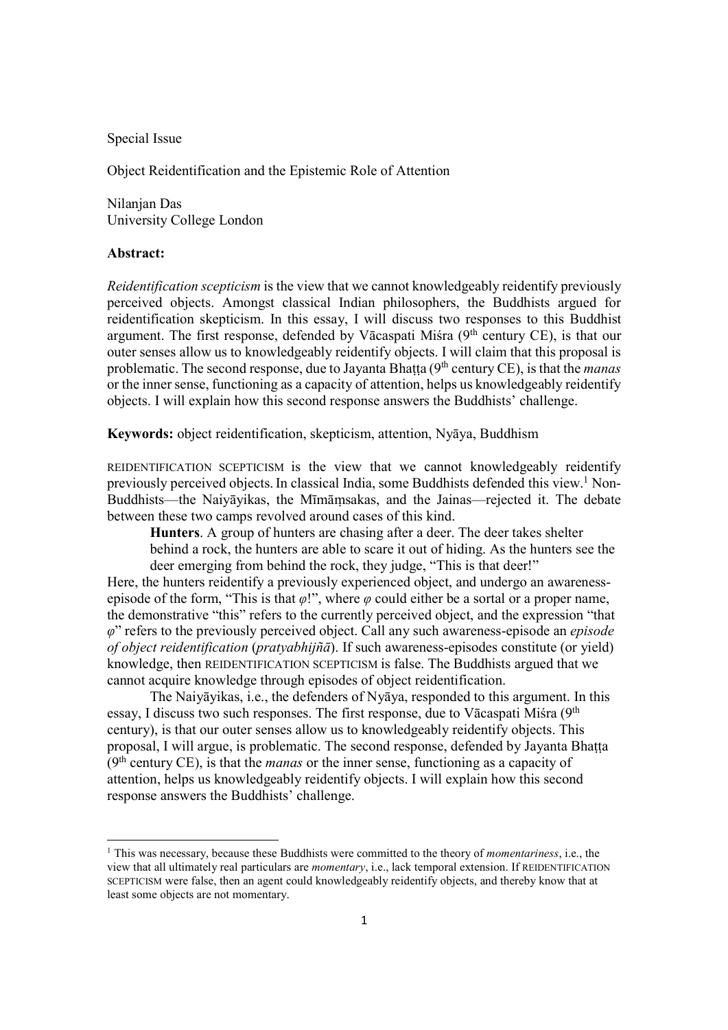Special Issue

Object Reidentification and the Epistemic Role of Attention

Nilanjan Das
University College London

**Abstract:**

*Reidentification scepticism* is the view that we cannot knowledgeably reidentify previously perceived objects. Amongst classical Indian philosophers, the Buddhists argued for reidentification skepticism. In this essay, I will discuss two responses to this Buddhist argument. The first response, defended by Vācaspati Miśra (9th century CE), is that our outer senses allow us to knowledgeably reidentify objects. I will claim that this proposal is problematic. The second response, due to Jayanta Bhaṭṭa (9th century CE), is that the *manas* or the inner sense, functioning as a capacity of attention, helps us knowledgeably reidentify objects. I will explain how this second response answers the Buddhists' challenge.

**Keywords:** object reidentification, skepticism, attention, Nyāya, Buddhism

REIDENTIFICATION SCEPTICISM is the view that we cannot knowledgeably reidentify previously perceived objects. In classical India, some Buddhists defended this view.[1] Non-Buddhists—the Naiyāyikas, the Mīmāṃsakas, and the Jainas—rejected it. The debate between these two camps revolved around cases of this kind.

> **Hunters**. A group of hunters are chasing after a deer. The deer takes shelter behind a rock, the hunters are able to scare it out of hiding. As the hunters see the deer emerging from behind the rock, they judge, "This is that deer!"

Here, the hunters reidentify a previously experienced object, and undergo an awareness-episode of the form, "This is that $\varphi$!", where $\varphi$ could either be a sortal or a proper name, the demonstrative "this" refers to the currently perceived object, and the expression "that $\varphi$" refers to the previously perceived object. Call any such awareness-episode an *episode of object reidentification* (*pratyabhijñā*). If such awareness-episodes constitute (or yield) knowledge, then REIDENTIFICATION SCEPTICISM is false. The Buddhists argued that we cannot acquire knowledge through episodes of object reidentification.

The Naiyāyikas, i.e., the defenders of Nyāya, responded to this argument. In this essay, I discuss two such responses. The first response, due to Vācaspati Miśra (9th century), is that our outer senses allow us to knowledgeably reidentify objects. This proposal, I will argue, is problematic. The second response, defended by Jayanta Bhaṭṭa (9th century CE), is that the *manas* or the inner sense, functioning as a capacity of attention, helps us knowledgeably reidentify objects. I will explain how this second response answers the Buddhists' challenge.

---

[1] This was necessary, because these Buddhists were committed to the theory of *momentariness*, i.e., the view that all ultimately real particulars are *momentary*, i.e., lack temporal extension. If REIDENTIFICATION SCEPTICISM were false, then an agent could knowledgeably reidentify objects, and thereby know that at least some objects are not momentary.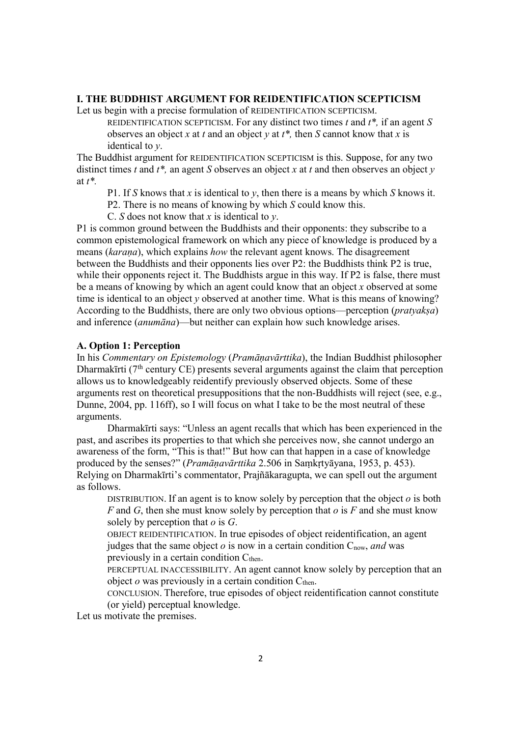## I. THE BUDDHIST ARGUMENT FOR REIDENTIFICATION SCEPTICISM

Let us begin with a precise formulation of REIDENTIFICATION SCEPTICISM.

> REIDENTIFICATION SCEPTICISM. For any distinct two times $t$ and $t^*$, if an agent $S$ observes an object $x$ at $t$ and an object $y$ at $t^*$, then $S$ cannot know that $x$ is identical to $y$.

The Buddhist argument for REIDENTIFICATION SCEPTICISM is this. Suppose, for any two distinct times $t$ and $t^*$, an agent $S$ observes an object $x$ at $t$ and then observes an object $y$ at $t^*$.

> P1. If $S$ knows that $x$ is identical to $y$, then there is a means by which $S$ knows it.
>
> P2. There is no means of knowing by which $S$ could know this.
>
> C. $S$ does not know that $x$ is identical to $y$.

P1 is common ground between the Buddhists and their opponents: they subscribe to a common epistemological framework on which any piece of knowledge is produced by a means (*karaṇa*), which explains *how* the relevant agent knows. The disagreement between the Buddhists and their opponents lies over P2: the Buddhists think P2 is true, while their opponents reject it. The Buddhists argue in this way. If P2 is false, there must be a means of knowing by which an agent could know that an object $x$ observed at some time is identical to an object $y$ observed at another time. What is this means of knowing? According to the Buddhists, there are only two obvious options—perception (*pratyakṣa*) and inference (*anumāna*)—but neither can explain how such knowledge arises.

### A. Option 1: Perception

In his *Commentary on Epistemology* (*Pramāṇavārttika*), the Indian Buddhist philosopher Dharmakīrti (7th century CE) presents several arguments against the claim that perception allows us to knowledgeably reidentify previously observed objects. Some of these arguments rest on theoretical presuppositions that the non-Buddhists will reject (see, e.g., Dunne, 2004, pp. 116ff), so I will focus on what I take to be the most neutral of these arguments.

Dharmakīrti says: "Unless an agent recalls that which has been experienced in the past, and ascribes its properties to that which she perceives now, she cannot undergo an awareness of the form, "This is that!" But how can that happen in a case of knowledge produced by the senses?" (*Pramāṇavārttika* 2.506 in Saṃkṛtyāyana, 1953, p. 453). Relying on Dharmakīrti's commentator, Prajñākaragupta, we can spell out the argument as follows.

> DISTRIBUTION. If an agent is to know solely by perception that the object $o$ is both $F$ and $G$, then she must know solely by perception that $o$ is $F$ and she must know solely by perception that $o$ is $G$.
>
> OBJECT REIDENTIFICATION. In true episodes of object reidentification, an agent judges that the same object $o$ is now in a certain condition $C_{now}$, *and* was previously in a certain condition $C_{then}$.
>
> PERCEPTUAL INACCESSIBILITY. An agent cannot know solely by perception that an object $o$ was previously in a certain condition $C_{then}$.
>
> CONCLUSION. Therefore, true episodes of object reidentification cannot constitute (or yield) perceptual knowledge.

Let us motivate the premises.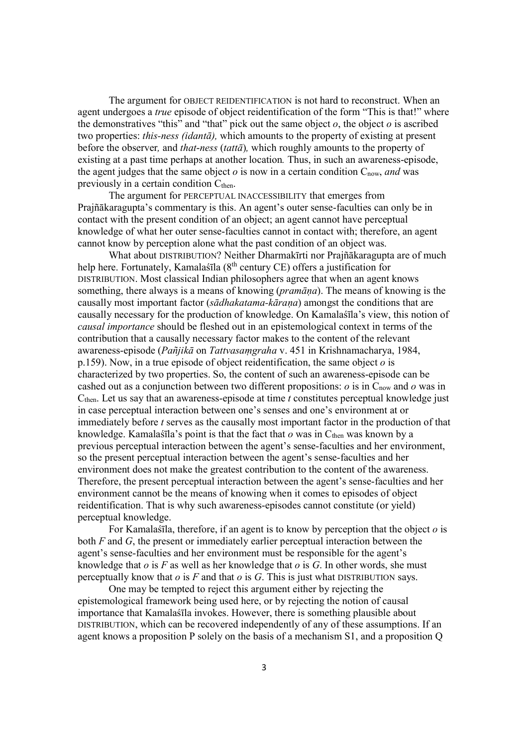The argument for OBJECT REIDENTIFICATION is not hard to reconstruct. When an agent undergoes a *true* episode of object reidentification of the form "This is that!" where the demonstratives "this" and "that" pick out the same object *o*, the object *o* is ascribed two properties: *this-ness (idantā),* which amounts to the property of existing at present before the observer*,* and *that-ness* (*tattā*)*,* which roughly amounts to the property of existing at a past time perhaps at another location*.* Thus, in such an awareness-episode, the agent judges that the same object *o* is now in a certain condition $C_{now}$, *and* was previously in a certain condition $C_{then}$.

The argument for PERCEPTUAL INACCESSIBILITY that emerges from Prajñākaragupta's commentary is this. An agent's outer sense-faculties can only be in contact with the present condition of an object; an agent cannot have perceptual knowledge of what her outer sense-faculties cannot in contact with; therefore, an agent cannot know by perception alone what the past condition of an object was.

What about DISTRIBUTION? Neither Dharmakīrti nor Prajñākaragupta are of much help here. Fortunately, Kamalaśīla (8th century CE) offers a justification for DISTRIBUTION. Most classical Indian philosophers agree that when an agent knows something, there always is a means of knowing (*pramāṇa*). The means of knowing is the causally most important factor (*sādhakatama-kāraṇa*) amongst the conditions that are causally necessary for the production of knowledge. On Kamalaśīla's view, this notion of *causal importance* should be fleshed out in an epistemological context in terms of the contribution that a causally necessary factor makes to the content of the relevant awareness-episode (*Pañjikā* on *Tattvasaṃgraha* v. 451 in Krishnamacharya, 1984, p.159). Now, in a true episode of object reidentification, the same object *o* is characterized by two properties. So, the content of such an awareness-episode can be cashed out as a conjunction between two different propositions: *o* is in $C_{now}$ and *o* was in $C_{then}$. Let us say that an awareness-episode at time *t* constitutes perceptual knowledge just in case perceptual interaction between one's senses and one's environment at or immediately before *t* serves as the causally most important factor in the production of that knowledge. Kamalaśīla's point is that the fact that *o* was in $C_{then}$ was known by a previous perceptual interaction between the agent's sense-faculties and her environment, so the present perceptual interaction between the agent's sense-faculties and her environment does not make the greatest contribution to the content of the awareness. Therefore, the present perceptual interaction between the agent's sense-faculties and her environment cannot be the means of knowing when it comes to episodes of object reidentification. That is why such awareness-episodes cannot constitute (or yield) perceptual knowledge.

For Kamalaśīla, therefore, if an agent is to know by perception that the object *o* is both *F* and *G*, the present or immediately earlier perceptual interaction between the agent's sense-faculties and her environment must be responsible for the agent's knowledge that *o* is *F* as well as her knowledge that *o* is *G*. In other words, she must perceptually know that *o* is *F* and that *o* is *G*. This is just what DISTRIBUTION says.

One may be tempted to reject this argument either by rejecting the epistemological framework being used here, or by rejecting the notion of causal importance that Kamalaśīla invokes. However, there is something plausible about DISTRIBUTION, which can be recovered independently of any of these assumptions. If an agent knows a proposition P solely on the basis of a mechanism S1, and a proposition Q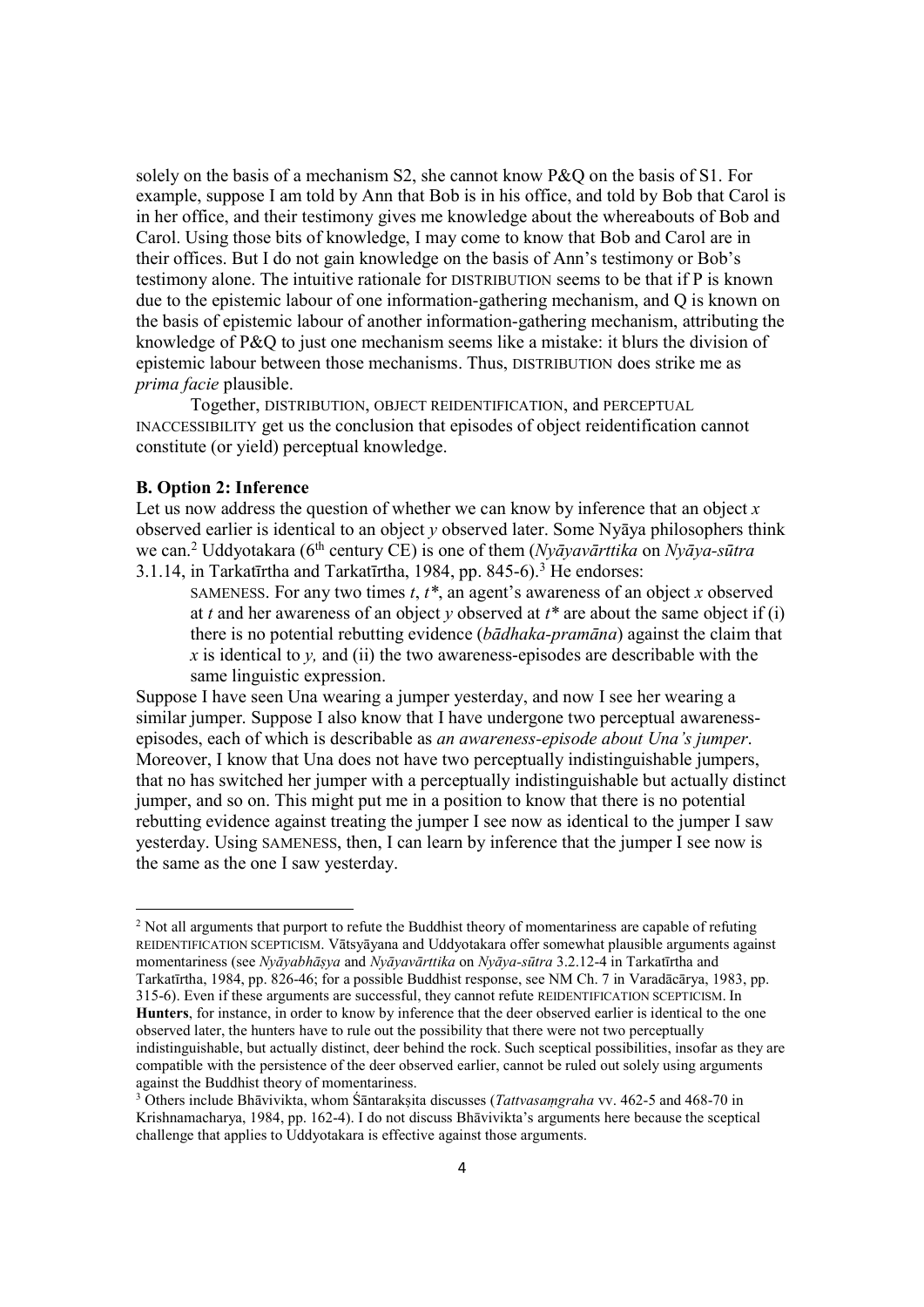solely on the basis of a mechanism S2, she cannot know P&Q on the basis of S1. For example, suppose I am told by Ann that Bob is in his office, and told by Bob that Carol is in her office, and their testimony gives me knowledge about the whereabouts of Bob and Carol. Using those bits of knowledge, I may come to know that Bob and Carol are in their offices. But I do not gain knowledge on the basis of Ann's testimony or Bob's testimony alone. The intuitive rationale for DISTRIBUTION seems to be that if P is known due to the epistemic labour of one information-gathering mechanism, and Q is known on the basis of epistemic labour of another information-gathering mechanism, attributing the knowledge of P&Q to just one mechanism seems like a mistake: it blurs the division of epistemic labour between those mechanisms. Thus, DISTRIBUTION does strike me as *prima facie* plausible.

Together, DISTRIBUTION, OBJECT REIDENTIFICATION, and PERCEPTUAL INACCESSIBILITY get us the conclusion that episodes of object reidentification cannot constitute (or yield) perceptual knowledge.

**B. Option 2: Inference**

Let us now address the question of whether we can know by inference that an object *x* observed earlier is identical to an object *y* observed later. Some Nyāya philosophers think we can.[2] Uddyotakara (6th century CE) is one of them (*Nyāyavārttika* on *Nyāya-sūtra* 3.1.14, in Tarkatīrtha and Tarkatīrtha, 1984, pp. 845-6).[3] He endorses:

> SAMENESS. For any two times *t*, *t\**, an agent's awareness of an object *x* observed at *t* and her awareness of an object *y* observed at *t\** are about the same object if (i) there is no potential rebutting evidence (*bādhaka-pramāna*) against the claim that *x* is identical to *y,* and (ii) the two awareness-episodes are describable with the same linguistic expression.

Suppose I have seen Una wearing a jumper yesterday, and now I see her wearing a similar jumper. Suppose I also know that I have undergone two perceptual awareness-episodes, each of which is describable as *an awareness-episode about Una's jumper*. Moreover, I know that Una does not have two perceptually indistinguishable jumpers, that no has switched her jumper with a perceptually indistinguishable but actually distinct jumper, and so on. This might put me in a position to know that there is no potential rebutting evidence against treating the jumper I see now as identical to the jumper I saw yesterday. Using SAMENESS, then, I can learn by inference that the jumper I see now is the same as the one I saw yesterday.

---

[2] Not all arguments that purport to refute the Buddhist theory of momentariness are capable of refuting REIDENTIFICATION SCEPTICISM. Vātsyāyana and Uddyotakara offer somewhat plausible arguments against momentariness (see *Nyāyabhāṣya* and *Nyāyavārttika* on *Nyāya-sūtra* 3.2.12-4 in Tarkatīrtha and Tarkatīrtha, 1984, pp. 826-46; for a possible Buddhist response, see NM Ch. 7 in Varadācārya, 1983, pp. 315-6). Even if these arguments are successful, they cannot refute REIDENTIFICATION SCEPTICISM. In **Hunters**, for instance, in order to know by inference that the deer observed earlier is identical to the one observed later, the hunters have to rule out the possibility that there were not two perceptually indistinguishable, but actually distinct, deer behind the rock. Such sceptical possibilities, insofar as they are compatible with the persistence of the deer observed earlier, cannot be ruled out solely using arguments against the Buddhist theory of momentariness.

[3] Others include Bhāvivikta, whom Śāntarakṣita discusses (*Tattvasaṃgraha* vv. 462-5 and 468-70 in Krishnamacharya, 1984, pp. 162-4). I do not discuss Bhāvivikta's arguments here because the sceptical challenge that applies to Uddyotakara is effective against those arguments.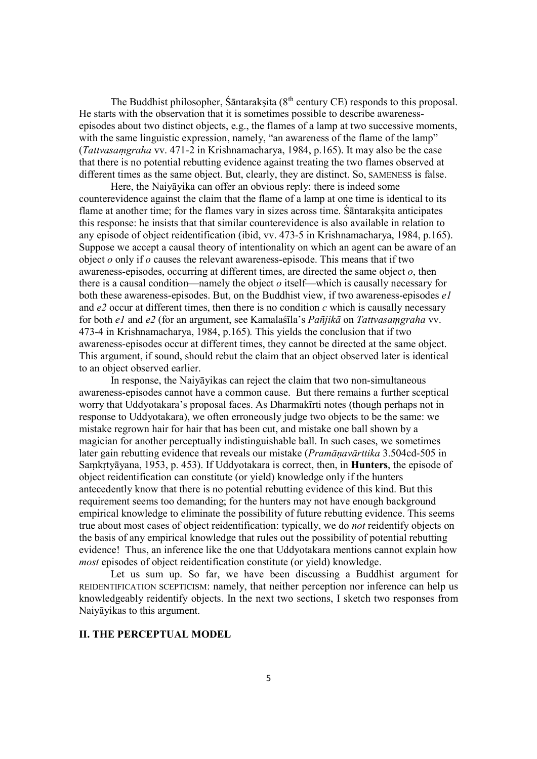The Buddhist philosopher, Śāntarakṣita (8th century CE) responds to this proposal. He starts with the observation that it is sometimes possible to describe awareness-episodes about two distinct objects, e.g., the flames of a lamp at two successive moments, with the same linguistic expression, namely, "an awareness of the flame of the lamp" (*Tattvasaṃgraha* vv. 471-2 in Krishnamacharya, 1984, p.165). It may also be the case that there is no potential rebutting evidence against treating the two flames observed at different times as the same object. But, clearly, they are distinct. So, SAMENESS is false.

Here, the Naiyāyika can offer an obvious reply: there is indeed some counterevidence against the claim that the flame of a lamp at one time is identical to its flame at another time; for the flames vary in sizes across time. Śāntarakṣita anticipates this response: he insists that that similar counterevidence is also available in relation to any episode of object reidentification (ibid, vv. 473-5 in Krishnamacharya, 1984, p.165). Suppose we accept a causal theory of intentionality on which an agent can be aware of an object *o* only if *o* causes the relevant awareness-episode. This means that if two awareness-episodes, occurring at different times, are directed the same object *o*, then there is a causal condition—namely the object *o* itself—which is causally necessary for both these awareness-episodes. But, on the Buddhist view, if two awareness-episodes *e1* and *e2* occur at different times, then there is no condition *c* which is causally necessary for both *e1* and *e2* (for an argument, see Kamalaśīla's *Pañjikā* on *Tattvasaṃgraha* vv. 473-4 in Krishnamacharya, 1984, p.165). This yields the conclusion that if two awareness-episodes occur at different times, they cannot be directed at the same object. This argument, if sound, should rebut the claim that an object observed later is identical to an object observed earlier.

In response, the Naiyāyikas can reject the claim that two non-simultaneous awareness-episodes cannot have a common cause. But there remains a further sceptical worry that Uddyotakara's proposal faces. As Dharmakīrti notes (though perhaps not in response to Uddyotakara), we often erroneously judge two objects to be the same: we mistake regrown hair for hair that has been cut, and mistake one ball shown by a magician for another perceptually indistinguishable ball. In such cases, we sometimes later gain rebutting evidence that reveals our mistake (*Pramāṇavārttika* 3.504cd-505 in Saṃkṛtyāyana, 1953, p. 453). If Uddyotakara is correct, then, in **Hunters**, the episode of object reidentification can constitute (or yield) knowledge only if the hunters antecedently know that there is no potential rebutting evidence of this kind. But this requirement seems too demanding; for the hunters may not have enough background empirical knowledge to eliminate the possibility of future rebutting evidence. This seems true about most cases of object reidentification: typically, we do *not* reidentify objects on the basis of any empirical knowledge that rules out the possibility of potential rebutting evidence! Thus, an inference like the one that Uddyotakara mentions cannot explain how *most* episodes of object reidentification constitute (or yield) knowledge.

Let us sum up. So far, we have been discussing a Buddhist argument for REIDENTIFICATION SCEPTICISM: namely, that neither perception nor inference can help us knowledgeably reidentify objects. In the next two sections, I sketch two responses from Naiyāyikas to this argument.

## II. THE PERCEPTUAL MODEL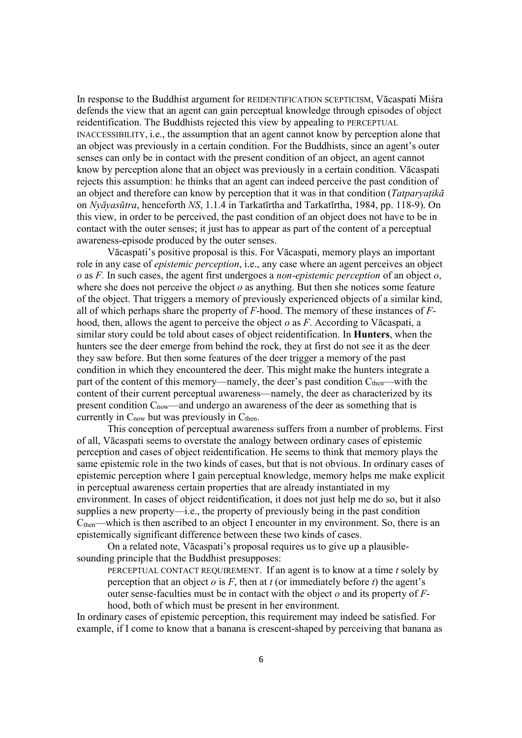In response to the Buddhist argument for REIDENTIFICATION SCEPTICISM, Vācaspati Miśra defends the view that an agent can gain perceptual knowledge through episodes of object reidentification. The Buddhists rejected this view by appealing to PERCEPTUAL INACCESSIBILITY, i.e., the assumption that an agent cannot know by perception alone that an object was previously in a certain condition. For the Buddhists, since an agent's outer senses can only be in contact with the present condition of an object, an agent cannot know by perception alone that an object was previously in a certain condition. Vācaspati rejects this assumption: he thinks that an agent can indeed perceive the past condition of an object and therefore can know by perception that it was in that condition (*Tatparyaṭikā* on *Nyāyasūtra*, henceforth *NS*, 1.1.4 in Tarkatīrtha and Tarkatīrtha, 1984, pp. 118-9). On this view, in order to be perceived, the past condition of an object does not have to be in contact with the outer senses; it just has to appear as part of the content of a perceptual awareness-episode produced by the outer senses.

Vācaspati's positive proposal is this. For Vācaspati, memory plays an important role in any case of *epistemic perception*, i.e., any case where an agent perceives an object $o$ as $F$. In such cases, the agent first undergoes a *non-epistemic perception* of an object $o$, where she does not perceive the object $o$ as anything. But then she notices some feature of the object. That triggers a memory of previously experienced objects of a similar kind, all of which perhaps share the property of $F$-hood. The memory of these instances of $F$-hood, then, allows the agent to perceive the object $o$ as $F$. According to Vācaspati, a similar story could be told about cases of object reidentification. In **Hunters**, when the hunters see the deer emerge from behind the rock, they at first do not see it as the deer they saw before. But then some features of the deer trigger a memory of the past condition in which they encountered the deer. This might make the hunters integrate a part of the content of this memory—namely, the deer's past condition $C_{then}$—with the content of their current perceptual awareness—namely, the deer as characterized by its present condition $C_{now}$—and undergo an awareness of the deer as something that is currently in $C_{now}$ but was previously in $C_{then}$.

This conception of perceptual awareness suffers from a number of problems. First of all, Vācaspati seems to overstate the analogy between ordinary cases of epistemic perception and cases of object reidentification. He seems to think that memory plays the same epistemic role in the two kinds of cases, but that is not obvious. In ordinary cases of epistemic perception where I gain perceptual knowledge, memory helps me make explicit in perceptual awareness certain properties that are already instantiated in my environment. In cases of object reidentification, it does not just help me do so, but it also supplies a new property—i.e., the property of previously being in the past condition $C_{then}$—which is then ascribed to an object I encounter in my environment. So, there is an epistemically significant difference between these two kinds of cases.

On a related note, Vācaspati's proposal requires us to give up a plausible-sounding principle that the Buddhist presupposes:

> PERCEPTUAL CONTACT REQUIREMENT. If an agent is to know at a time $t$ solely by perception that an object $o$ is $F$, then at $t$ (or immediately before $t$) the agent's outer sense-faculties must be in contact with the object $o$ and its property of $F$-hood, both of which must be present in her environment.

In ordinary cases of epistemic perception, this requirement may indeed be satisfied. For example, if I come to know that a banana is crescent-shaped by perceiving that banana as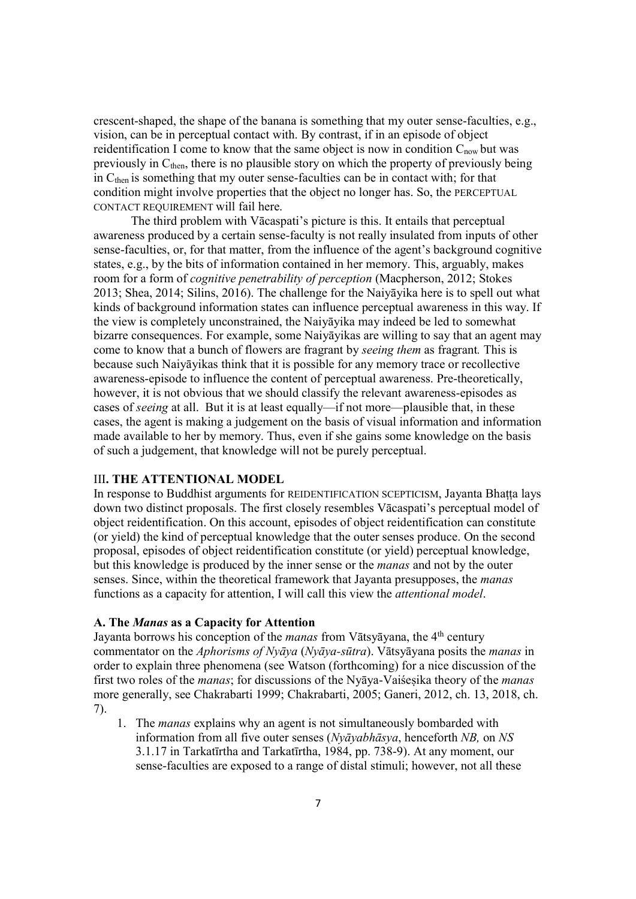crescent-shaped, the shape of the banana is something that my outer sense-faculties, e.g., vision, can be in perceptual contact with. By contrast, if in an episode of object reidentification I come to know that the same object is now in condition $C_{now}$ but was previously in $C_{then}$, there is no plausible story on which the property of previously being in $C_{then}$ is something that my outer sense-faculties can be in contact with; for that condition might involve properties that the object no longer has. So, the PERCEPTUAL CONTACT REQUIREMENT will fail here.

The third problem with Vācaspati's picture is this. It entails that perceptual awareness produced by a certain sense-faculty is not really insulated from inputs of other sense-faculties, or, for that matter, from the influence of the agent's background cognitive states, e.g., by the bits of information contained in her memory. This, arguably, makes room for a form of *cognitive penetrability of perception* (Macpherson, 2012; Stokes 2013; Shea, 2014; Silins, 2016). The challenge for the Naiyāyika here is to spell out what kinds of background information states can influence perceptual awareness in this way. If the view is completely unconstrained, the Naiyāyika may indeed be led to somewhat bizarre consequences. For example, some Naiyāyikas are willing to say that an agent may come to know that a bunch of flowers are fragrant by *seeing them* as fragrant*.* This is because such Naiyāyikas think that it is possible for any memory trace or recollective awareness-episode to influence the content of perceptual awareness. Pre-theoretically, however, it is not obvious that we should classify the relevant awareness-episodes as cases of *seeing* at all. But it is at least equally—if not more—plausible that, in these cases, the agent is making a judgement on the basis of visual information and information made available to her by memory. Thus, even if she gains some knowledge on the basis of such a judgement, that knowledge will not be purely perceptual.

## III. THE ATTENTIONAL MODEL

In response to Buddhist arguments for REIDENTIFICATION SCEPTICISM, Jayanta Bhaṭṭa lays down two distinct proposals. The first closely resembles Vācaspati's perceptual model of object reidentification. On this account, episodes of object reidentification can constitute (or yield) the kind of perceptual knowledge that the outer senses produce. On the second proposal, episodes of object reidentification constitute (or yield) perceptual knowledge, but this knowledge is produced by the inner sense or the *manas* and not by the outer senses. Since, within the theoretical framework that Jayanta presupposes, the *manas* functions as a capacity for attention, I will call this view the *attentional model*.

### A. The *Manas* as a Capacity for Attention

Jayanta borrows his conception of the *manas* from Vātsyāyana, the 4th century commentator on the *Aphorisms of Nyāya* (*Nyāya-sūtra*). Vātsyāyana posits the *manas* in order to explain three phenomena (see Watson (forthcoming) for a nice discussion of the first two roles of the *manas*; for discussions of the Nyāya-Vaiśeṣika theory of the *manas* more generally, see Chakrabarti 1999; Chakrabarti, 2005; Ganeri, 2012, ch. 13, 2018, ch. 7).

1. The *manas* explains why an agent is not simultaneously bombarded with information from all five outer senses (*Nyāyabhāsya*, henceforth *NB,* on *NS* 3.1.17 in Tarkatīrtha and Tarkatīrtha, 1984, pp. 738-9). At any moment, our sense-faculties are exposed to a range of distal stimuli; however, not all these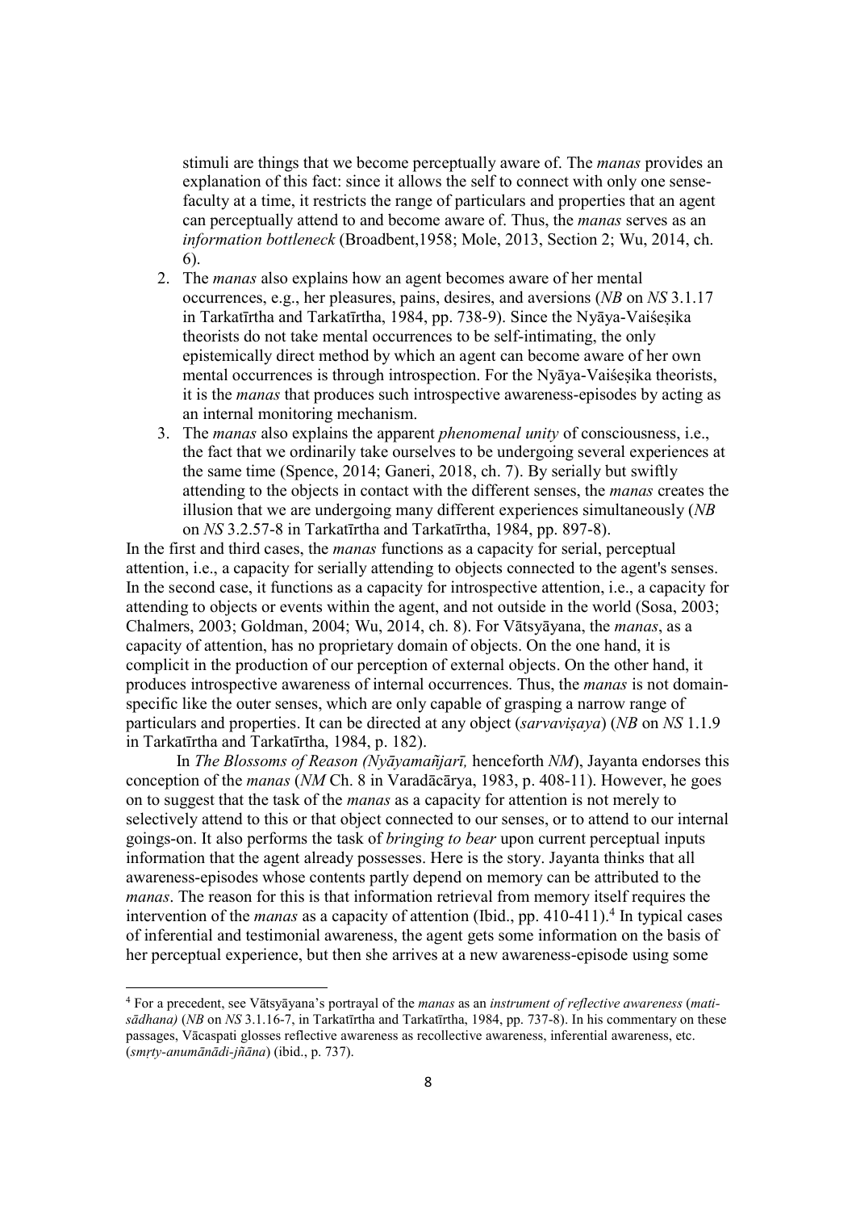stimuli are things that we become perceptually aware of. The *manas* provides an explanation of this fact: since it allows the self to connect with only one sense-faculty at a time, it restricts the range of particulars and properties that an agent can perceptually attend to and become aware of. Thus, the *manas* serves as an *information bottleneck* (Broadbent,1958; Mole, 2013, Section 2; Wu, 2014, ch. 6).

2. The *manas* also explains how an agent becomes aware of her mental occurrences, e.g., her pleasures, pains, desires, and aversions (*NB* on *NS* 3.1.17 in Tarkatīrtha and Tarkatīrtha, 1984, pp. 738-9). Since the Nyāya-Vaiśeṣika theorists do not take mental occurrences to be self-intimating, the only epistemically direct method by which an agent can become aware of her own mental occurrences is through introspection. For the Nyāya-Vaiśeṣika theorists, it is the *manas* that produces such introspective awareness-episodes by acting as an internal monitoring mechanism.
3. The *manas* also explains the apparent *phenomenal unity* of consciousness, i.e., the fact that we ordinarily take ourselves to be undergoing several experiences at the same time (Spence, 2014; Ganeri, 2018, ch. 7). By serially but swiftly attending to the objects in contact with the different senses, the *manas* creates the illusion that we are undergoing many different experiences simultaneously (*NB* on *NS* 3.2.57-8 in Tarkatīrtha and Tarkatīrtha, 1984, pp. 897-8).

In the first and third cases, the *manas* functions as a capacity for serial, perceptual attention, i.e., a capacity for serially attending to objects connected to the agent's senses. In the second case, it functions as a capacity for introspective attention, i.e., a capacity for attending to objects or events within the agent, and not outside in the world (Sosa, 2003; Chalmers, 2003; Goldman, 2004; Wu, 2014, ch. 8). For Vātsyāyana, the *manas*, as a capacity of attention, has no proprietary domain of objects. On the one hand, it is complicit in the production of our perception of external objects. On the other hand, it produces introspective awareness of internal occurrences. Thus, the *manas* is not domain-specific like the outer senses, which are only capable of grasping a narrow range of particulars and properties. It can be directed at any object (*sarvaviṣaya*) (*NB* on *NS* 1.1.9 in Tarkatīrtha and Tarkatīrtha, 1984, p. 182).

In *The Blossoms of Reason (Nyāyamañjarī,* henceforth *NM*), Jayanta endorses this conception of the *manas* (*NM* Ch. 8 in Varadācārya, 1983, p. 408-11). However, he goes on to suggest that the task of the *manas* as a capacity for attention is not merely to selectively attend to this or that object connected to our senses, or to attend to our internal goings-on. It also performs the task of *bringing to bear* upon current perceptual inputs information that the agent already possesses. Here is the story. Jayanta thinks that all awareness-episodes whose contents partly depend on memory can be attributed to the *manas*. The reason for this is that information retrieval from memory itself requires the intervention of the *manas* as a capacity of attention (Ibid., pp. 410-411).[4] In typical cases of inferential and testimonial awareness, the agent gets some information on the basis of her perceptual experience, but then she arrives at a new awareness-episode using some

---

[4] For a precedent, see Vātsyāyana's portrayal of the *manas* as an *instrument of reflective awareness* (*mati-sādhana)* (*NB* on *NS* 3.1.16-7, in Tarkatīrtha and Tarkatīrtha, 1984, pp. 737-8). In his commentary on these passages, Vācaspati glosses reflective awareness as recollective awareness, inferential awareness, etc. (*smṛty-anumānādi-jñāna*) (ibid., p. 737).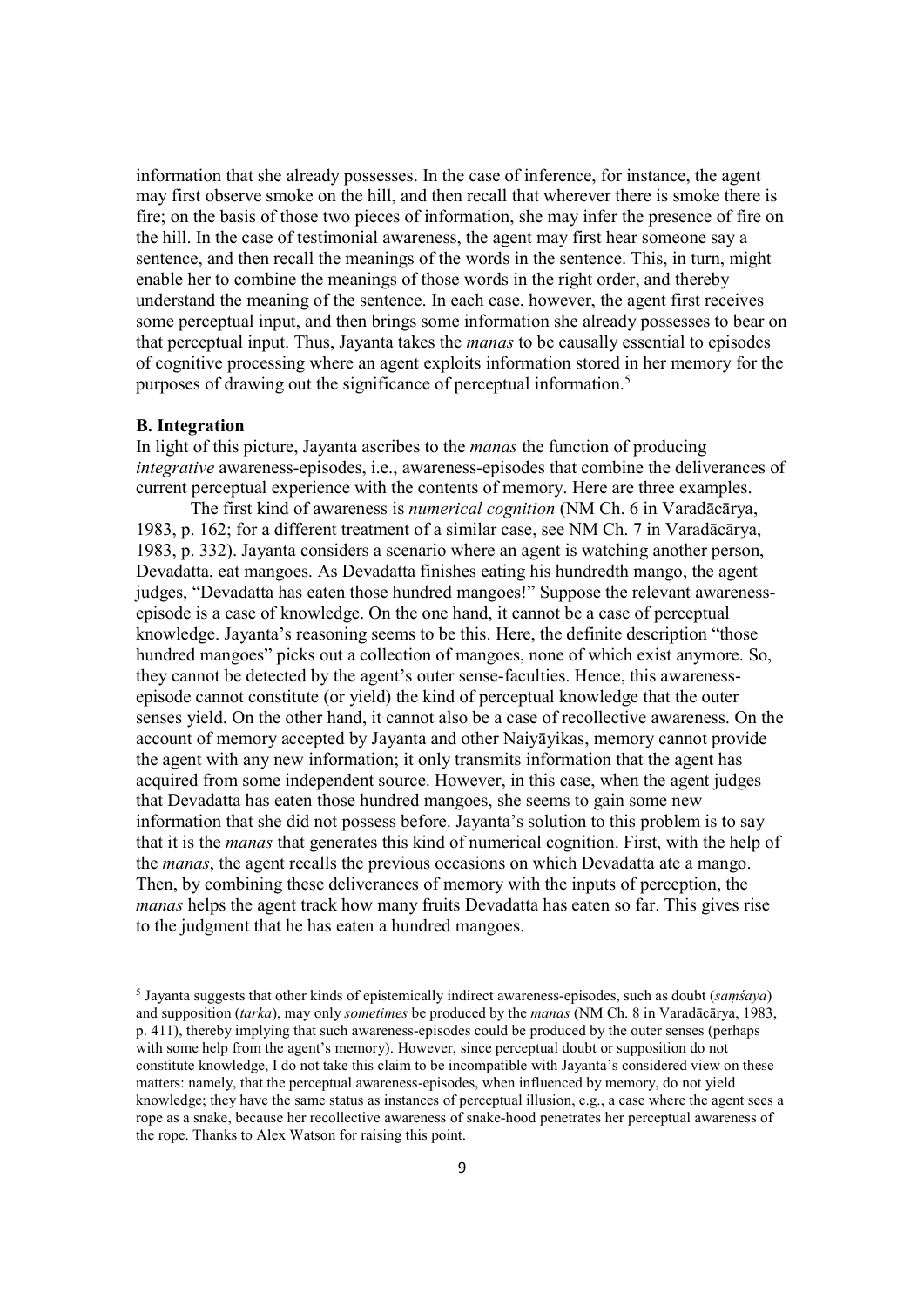information that she already possesses. In the case of inference, for instance, the agent may first observe smoke on the hill, and then recall that wherever there is smoke there is fire; on the basis of those two pieces of information, she may infer the presence of fire on the hill. In the case of testimonial awareness, the agent may first hear someone say a sentence, and then recall the meanings of the words in the sentence. This, in turn, might enable her to combine the meanings of those words in the right order, and thereby understand the meaning of the sentence. In each case, however, the agent first receives some perceptual input, and then brings some information she already possesses to bear on that perceptual input. Thus, Jayanta takes the *manas* to be causally essential to episodes of cognitive processing where an agent exploits information stored in her memory for the purposes of drawing out the significance of perceptual information.[5]

**B. Integration**

In light of this picture, Jayanta ascribes to the *manas* the function of producing *integrative* awareness-episodes, i.e., awareness-episodes that combine the deliverances of current perceptual experience with the contents of memory. Here are three examples.

The first kind of awareness is *numerical cognition* (NM Ch. 6 in Varadācārya, 1983, p. 162; for a different treatment of a similar case, see NM Ch. 7 in Varadācārya, 1983, p. 332). Jayanta considers a scenario where an agent is watching another person, Devadatta, eat mangoes. As Devadatta finishes eating his hundredth mango, the agent judges, "Devadatta has eaten those hundred mangoes!" Suppose the relevant awareness-episode is a case of knowledge. On the one hand, it cannot be a case of perceptual knowledge. Jayanta's reasoning seems to be this. Here, the definite description "those hundred mangoes" picks out a collection of mangoes, none of which exist anymore. So, they cannot be detected by the agent's outer sense-faculties. Hence, this awareness-episode cannot constitute (or yield) the kind of perceptual knowledge that the outer senses yield. On the other hand, it cannot also be a case of recollective awareness. On the account of memory accepted by Jayanta and other Naiyāyikas, memory cannot provide the agent with any new information; it only transmits information that the agent has acquired from some independent source. However, in this case, when the agent judges that Devadatta has eaten those hundred mangoes, she seems to gain some new information that she did not possess before. Jayanta's solution to this problem is to say that it is the *manas* that generates this kind of numerical cognition. First, with the help of the *manas*, the agent recalls the previous occasions on which Devadatta ate a mango. Then, by combining these deliverances of memory with the inputs of perception, the *manas* helps the agent track how many fruits Devadatta has eaten so far. This gives rise to the judgment that he has eaten a hundred mangoes.

---

[5] Jayanta suggests that other kinds of epistemically indirect awareness-episodes, such as doubt (*saṃśaya*) and supposition (*tarka*), may only *sometimes* be produced by the *manas* (NM Ch. 8 in Varadācārya, 1983, p. 411), thereby implying that such awareness-episodes could be produced by the outer senses (perhaps with some help from the agent's memory). However, since perceptual doubt or supposition do not constitute knowledge, I do not take this claim to be incompatible with Jayanta's considered view on these matters: namely, that the perceptual awareness-episodes, when influenced by memory, do not yield knowledge; they have the same status as instances of perceptual illusion, e.g., a case where the agent sees a rope as a snake, because her recollective awareness of snake-hood penetrates her perceptual awareness of the rope. Thanks to Alex Watson for raising this point.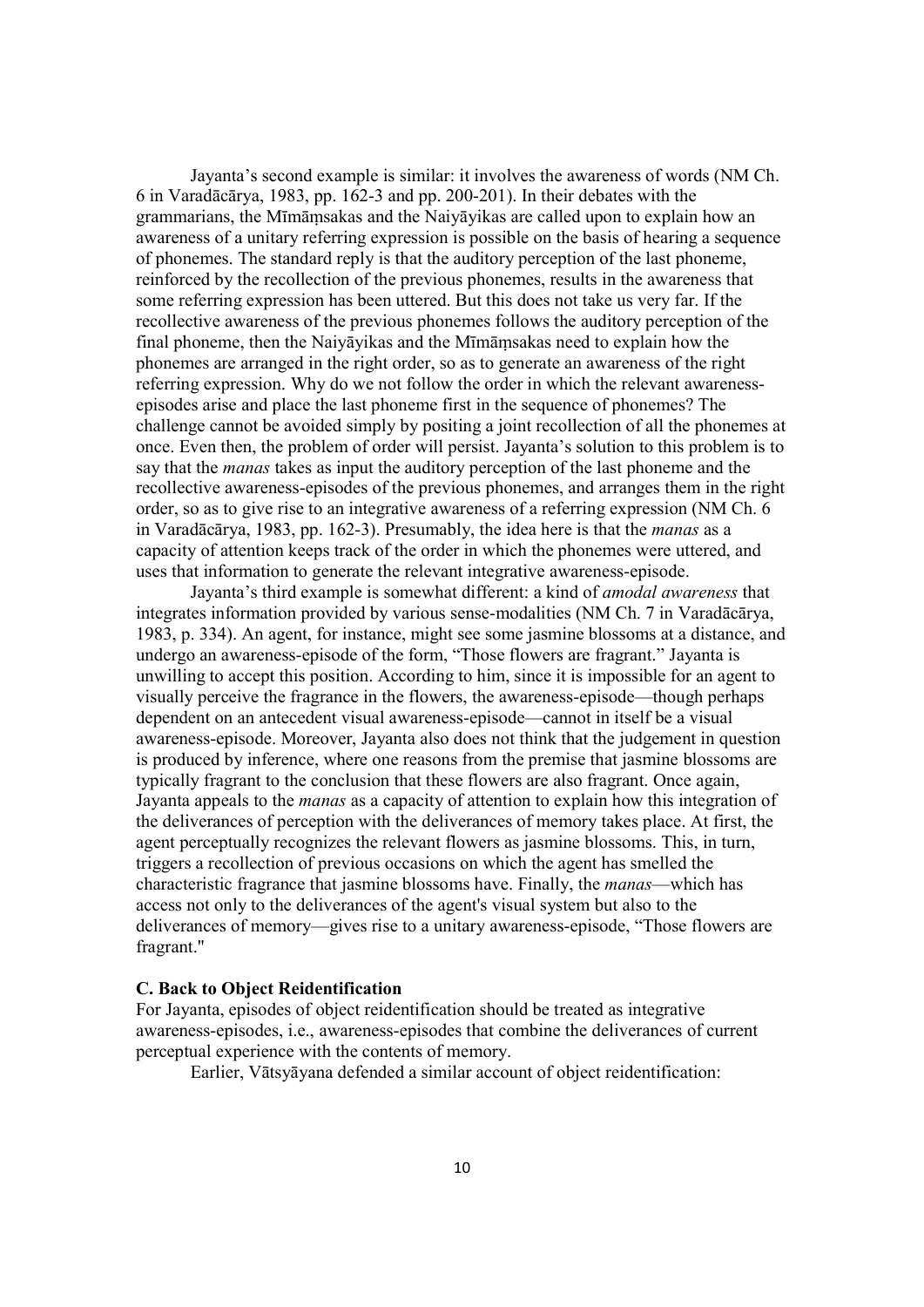Jayanta's second example is similar: it involves the awareness of words (NM Ch. 6 in Varadācārya, 1983, pp. 162-3 and pp. 200-201). In their debates with the grammarians, the Mīmāṃsakas and the Naiyāyikas are called upon to explain how an awareness of a unitary referring expression is possible on the basis of hearing a sequence of phonemes. The standard reply is that the auditory perception of the last phoneme, reinforced by the recollection of the previous phonemes, results in the awareness that some referring expression has been uttered. But this does not take us very far. If the recollective awareness of the previous phonemes follows the auditory perception of the final phoneme, then the Naiyāyikas and the Mīmāṃsakas need to explain how the phonemes are arranged in the right order, so as to generate an awareness of the right referring expression. Why do we not follow the order in which the relevant awareness-episodes arise and place the last phoneme first in the sequence of phonemes? The challenge cannot be avoided simply by positing a joint recollection of all the phonemes at once. Even then, the problem of order will persist. Jayanta's solution to this problem is to say that the *manas* takes as input the auditory perception of the last phoneme and the recollective awareness-episodes of the previous phonemes, and arranges them in the right order, so as to give rise to an integrative awareness of a referring expression (NM Ch. 6 in Varadācārya, 1983, pp. 162-3). Presumably, the idea here is that the *manas* as a capacity of attention keeps track of the order in which the phonemes were uttered, and uses that information to generate the relevant integrative awareness-episode.

Jayanta's third example is somewhat different: a kind of *amodal awareness* that integrates information provided by various sense-modalities (NM Ch. 7 in Varadācārya, 1983, p. 334). An agent, for instance, might see some jasmine blossoms at a distance, and undergo an awareness-episode of the form, "Those flowers are fragrant." Jayanta is unwilling to accept this position. According to him, since it is impossible for an agent to visually perceive the fragrance in the flowers, the awareness-episode—though perhaps dependent on an antecedent visual awareness-episode—cannot in itself be a visual awareness-episode. Moreover, Jayanta also does not think that the judgement in question is produced by inference, where one reasons from the premise that jasmine blossoms are typically fragrant to the conclusion that these flowers are also fragrant. Once again, Jayanta appeals to the *manas* as a capacity of attention to explain how this integration of the deliverances of perception with the deliverances of memory takes place. At first, the agent perceptually recognizes the relevant flowers as jasmine blossoms. This, in turn, triggers a recollection of previous occasions on which the agent has smelled the characteristic fragrance that jasmine blossoms have. Finally, the *manas*—which has access not only to the deliverances of the agent's visual system but also to the deliverances of memory—gives rise to a unitary awareness-episode, "Those flowers are fragrant."

### C. Back to Object Reidentification

For Jayanta, episodes of object reidentification should be treated as integrative awareness-episodes, i.e., awareness-episodes that combine the deliverances of current perceptual experience with the contents of memory.

Earlier, Vātsyāyana defended a similar account of object reidentification: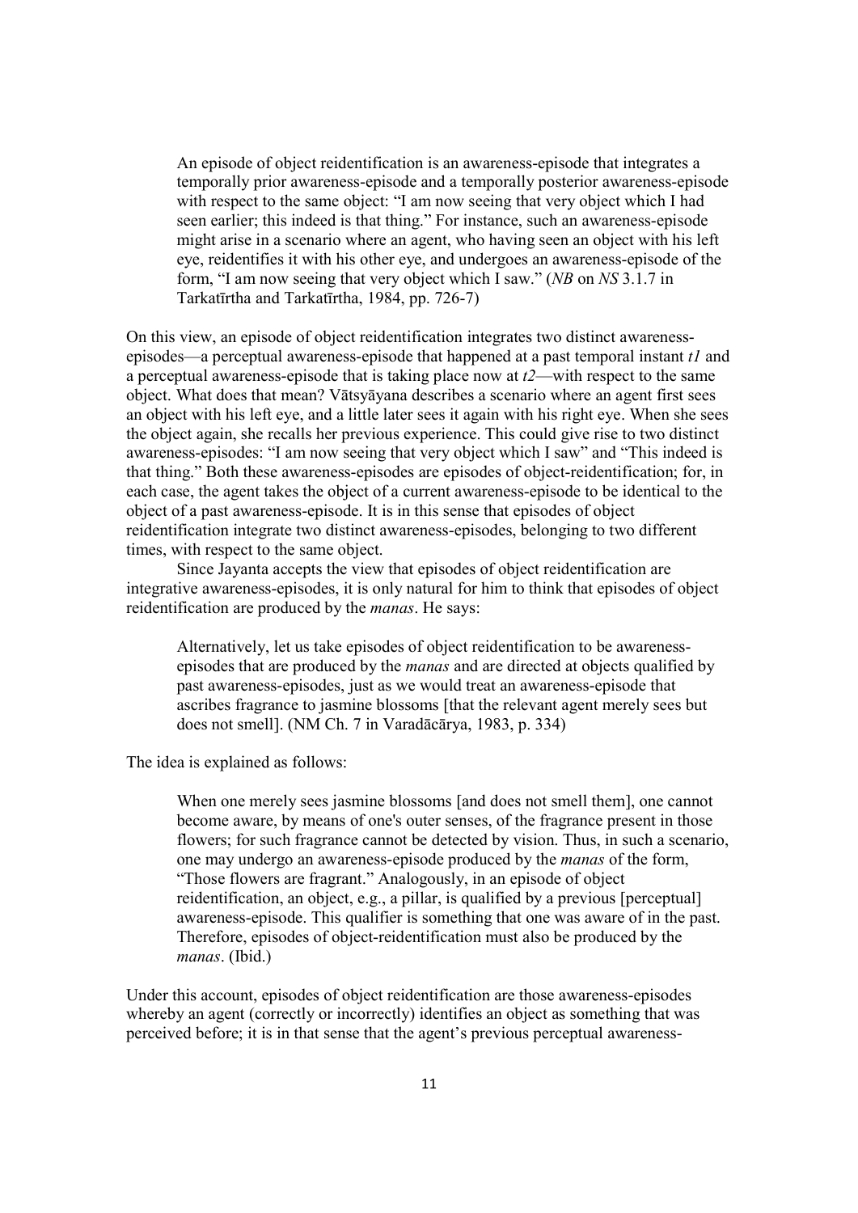> An episode of object reidentification is an awareness-episode that integrates a temporally prior awareness-episode and a temporally posterior awareness-episode with respect to the same object: "I am now seeing that very object which I had seen earlier; this indeed is that thing." For instance, such an awareness-episode might arise in a scenario where an agent, who having seen an object with his left eye, reidentifies it with his other eye, and undergoes an awareness-episode of the form, "I am now seeing that very object which I saw." (*NB* on *NS* 3.1.7 in Tarkatīrtha and Tarkatīrtha, 1984, pp. 726-7)

On this view, an episode of object reidentification integrates two distinct awareness-episodes—a perceptual awareness-episode that happened at a past temporal instant $t1$ and a perceptual awareness-episode that is taking place now at $t2$—with respect to the same object. What does that mean? Vātsyāyana describes a scenario where an agent first sees an object with his left eye, and a little later sees it again with his right eye. When she sees the object again, she recalls her previous experience. This could give rise to two distinct awareness-episodes: "I am now seeing that very object which I saw" and "This indeed is that thing." Both these awareness-episodes are episodes of object-reidentification; for, in each case, the agent takes the object of a current awareness-episode to be identical to the object of a past awareness-episode. It is in this sense that episodes of object reidentification integrate two distinct awareness-episodes, belonging to two different times, with respect to the same object.

Since Jayanta accepts the view that episodes of object reidentification are integrative awareness-episodes, it is only natural for him to think that episodes of object reidentification are produced by the *manas*. He says:

> Alternatively, let us take episodes of object reidentification to be awareness-episodes that are produced by the *manas* and are directed at objects qualified by past awareness-episodes, just as we would treat an awareness-episode that ascribes fragrance to jasmine blossoms [that the relevant agent merely sees but does not smell]. (NM Ch. 7 in Varadācārya, 1983, p. 334)

The idea is explained as follows:

> When one merely sees jasmine blossoms [and does not smell them], one cannot become aware, by means of one's outer senses, of the fragrance present in those flowers; for such fragrance cannot be detected by vision. Thus, in such a scenario, one may undergo an awareness-episode produced by the *manas* of the form, "Those flowers are fragrant." Analogously, in an episode of object reidentification, an object, e.g., a pillar, is qualified by a previous [perceptual] awareness-episode. This qualifier is something that one was aware of in the past. Therefore, episodes of object-reidentification must also be produced by the *manas*. (Ibid.)

Under this account, episodes of object reidentification are those awareness-episodes whereby an agent (correctly or incorrectly) identifies an object as something that was perceived before; it is in that sense that the agent's previous perceptual awareness-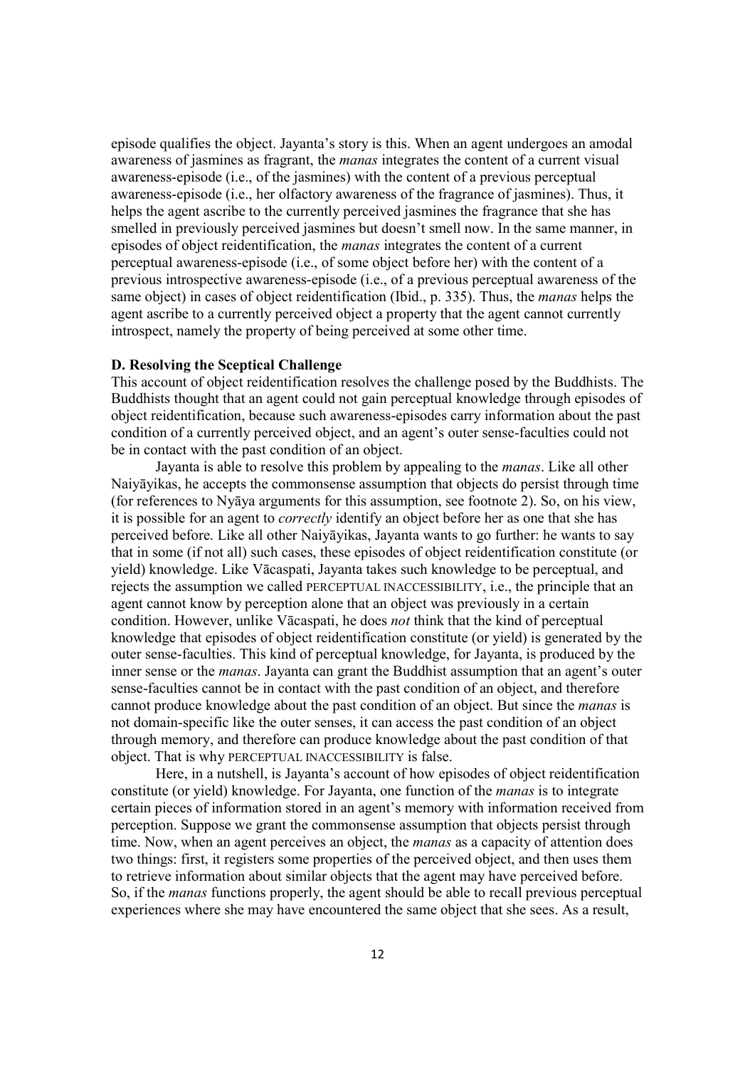episode qualifies the object. Jayanta's story is this. When an agent undergoes an amodal awareness of jasmines as fragrant, the *manas* integrates the content of a current visual awareness-episode (i.e., of the jasmines) with the content of a previous perceptual awareness-episode (i.e., her olfactory awareness of the fragrance of jasmines). Thus, it helps the agent ascribe to the currently perceived jasmines the fragrance that she has smelled in previously perceived jasmines but doesn't smell now. In the same manner, in episodes of object reidentification, the *manas* integrates the content of a current perceptual awareness-episode (i.e., of some object before her) with the content of a previous introspective awareness-episode (i.e., of a previous perceptual awareness of the same object) in cases of object reidentification (Ibid., p. 335). Thus, the *manas* helps the agent ascribe to a currently perceived object a property that the agent cannot currently introspect, namely the property of being perceived at some other time.

### D. Resolving the Sceptical Challenge

This account of object reidentification resolves the challenge posed by the Buddhists. The Buddhists thought that an agent could not gain perceptual knowledge through episodes of object reidentification, because such awareness-episodes carry information about the past condition of a currently perceived object, and an agent's outer sense-faculties could not be in contact with the past condition of an object.

Jayanta is able to resolve this problem by appealing to the *manas*. Like all other Naiyāyikas, he accepts the commonsense assumption that objects do persist through time (for references to Nyāya arguments for this assumption, see footnote 2). So, on his view, it is possible for an agent to *correctly* identify an object before her as one that she has perceived before. Like all other Naiyāyikas, Jayanta wants to go further: he wants to say that in some (if not all) such cases, these episodes of object reidentification constitute (or yield) knowledge. Like Vācaspati, Jayanta takes such knowledge to be perceptual, and rejects the assumption we called PERCEPTUAL INACCESSIBILITY, i.e., the principle that an agent cannot know by perception alone that an object was previously in a certain condition. However, unlike Vācaspati, he does *not* think that the kind of perceptual knowledge that episodes of object reidentification constitute (or yield) is generated by the outer sense-faculties. This kind of perceptual knowledge, for Jayanta, is produced by the inner sense or the *manas*. Jayanta can grant the Buddhist assumption that an agent's outer sense-faculties cannot be in contact with the past condition of an object, and therefore cannot produce knowledge about the past condition of an object. But since the *manas* is not domain-specific like the outer senses, it can access the past condition of an object through memory, and therefore can produce knowledge about the past condition of that object. That is why PERCEPTUAL INACCESSIBILITY is false.

Here, in a nutshell, is Jayanta's account of how episodes of object reidentification constitute (or yield) knowledge. For Jayanta, one function of the *manas* is to integrate certain pieces of information stored in an agent's memory with information received from perception. Suppose we grant the commonsense assumption that objects persist through time. Now, when an agent perceives an object, the *manas* as a capacity of attention does two things: first, it registers some properties of the perceived object, and then uses them to retrieve information about similar objects that the agent may have perceived before. So, if the *manas* functions properly, the agent should be able to recall previous perceptual experiences where she may have encountered the same object that she sees. As a result,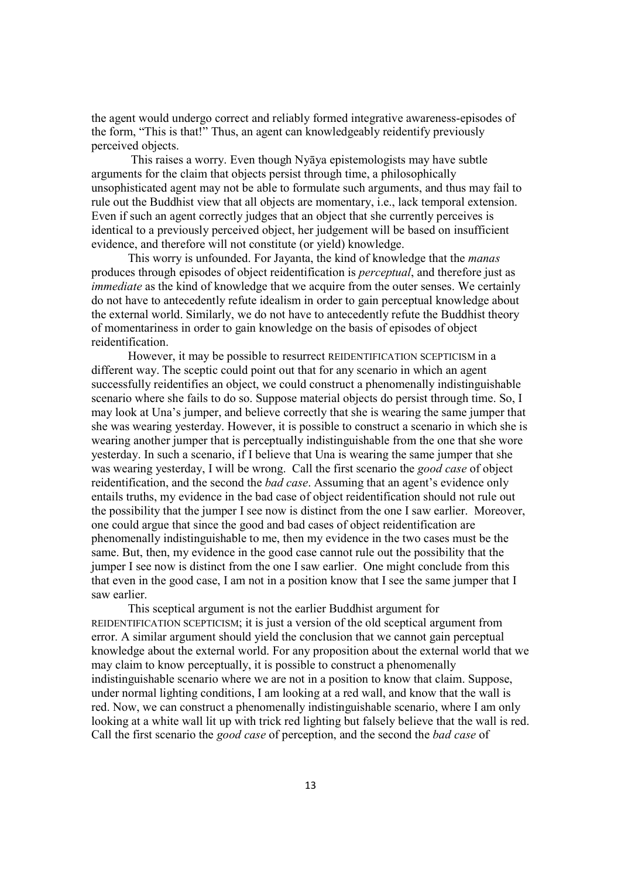the agent would undergo correct and reliably formed integrative awareness-episodes of the form, "This is that!" Thus, an agent can knowledgeably reidentify previously perceived objects.

This raises a worry. Even though Nyāya epistemologists may have subtle arguments for the claim that objects persist through time, a philosophically unsophisticated agent may not be able to formulate such arguments, and thus may fail to rule out the Buddhist view that all objects are momentary, i.e., lack temporal extension. Even if such an agent correctly judges that an object that she currently perceives is identical to a previously perceived object, her judgement will be based on insufficient evidence, and therefore will not constitute (or yield) knowledge.

This worry is unfounded. For Jayanta, the kind of knowledge that the *manas* produces through episodes of object reidentification is *perceptual*, and therefore just as *immediate* as the kind of knowledge that we acquire from the outer senses. We certainly do not have to antecedently refute idealism in order to gain perceptual knowledge about the external world. Similarly, we do not have to antecedently refute the Buddhist theory of momentariness in order to gain knowledge on the basis of episodes of object reidentification.

However, it may be possible to resurrect REIDENTIFICATION SCEPTICISM in a different way. The sceptic could point out that for any scenario in which an agent successfully reidentifies an object, we could construct a phenomenally indistinguishable scenario where she fails to do so. Suppose material objects do persist through time. So, I may look at Una's jumper, and believe correctly that she is wearing the same jumper that she was wearing yesterday. However, it is possible to construct a scenario in which she is wearing another jumper that is perceptually indistinguishable from the one that she wore yesterday. In such a scenario, if I believe that Una is wearing the same jumper that she was wearing yesterday, I will be wrong. Call the first scenario the *good case* of object reidentification, and the second the *bad case*. Assuming that an agent's evidence only entails truths, my evidence in the bad case of object reidentification should not rule out the possibility that the jumper I see now is distinct from the one I saw earlier. Moreover, one could argue that since the good and bad cases of object reidentification are phenomenally indistinguishable to me, then my evidence in the two cases must be the same. But, then, my evidence in the good case cannot rule out the possibility that the jumper I see now is distinct from the one I saw earlier. One might conclude from this that even in the good case, I am not in a position know that I see the same jumper that I saw earlier.

This sceptical argument is not the earlier Buddhist argument for REIDENTIFICATION SCEPTICISM; it is just a version of the old sceptical argument from error. A similar argument should yield the conclusion that we cannot gain perceptual knowledge about the external world. For any proposition about the external world that we may claim to know perceptually, it is possible to construct a phenomenally indistinguishable scenario where we are not in a position to know that claim. Suppose, under normal lighting conditions, I am looking at a red wall, and know that the wall is red. Now, we can construct a phenomenally indistinguishable scenario, where I am only looking at a white wall lit up with trick red lighting but falsely believe that the wall is red. Call the first scenario the *good case* of perception, and the second the *bad case* of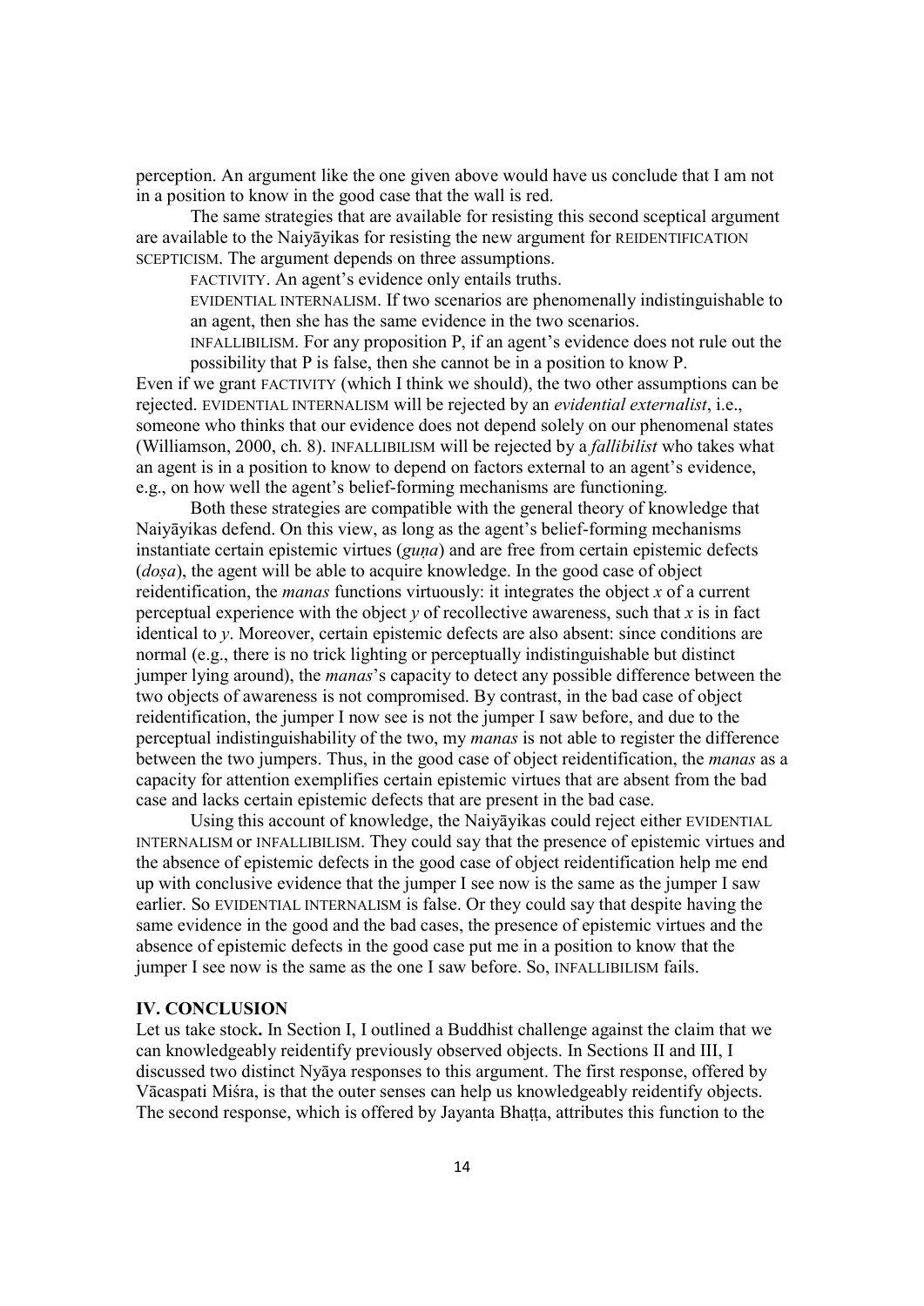perception. An argument like the one given above would have us conclude that I am not in a position to know in the good case that the wall is red.

The same strategies that are available for resisting this second sceptical argument are available to the Naiyāyikas for resisting the new argument for REIDENTIFICATION SCEPTICISM. The argument depends on three assumptions.

FACTIVITY. An agent's evidence only entails truths.

EVIDENTIAL INTERNALISM. If two scenarios are phenomenally indistinguishable to an agent, then she has the same evidence in the two scenarios.

INFALLIBILISM. For any proposition P, if an agent's evidence does not rule out the possibility that P is false, then she cannot be in a position to know P.

Even if we grant FACTIVITY (which I think we should), the two other assumptions can be rejected. EVIDENTIAL INTERNALISM will be rejected by an *evidential externalist*, i.e., someone who thinks that our evidence does not depend solely on our phenomenal states (Williamson, 2000, ch. 8). INFALLIBILISM will be rejected by a *fallibilist* who takes what an agent is in a position to know to depend on factors external to an agent's evidence, e.g., on how well the agent's belief-forming mechanisms are functioning.

Both these strategies are compatible with the general theory of knowledge that Naiyāyikas defend. On this view, as long as the agent's belief-forming mechanisms instantiate certain epistemic virtues (*guṇa*) and are free from certain epistemic defects (*doṣa*), the agent will be able to acquire knowledge. In the good case of object reidentification, the *manas* functions virtuously: it integrates the object *x* of a current perceptual experience with the object *y* of recollective awareness, such that *x* is in fact identical to *y*. Moreover, certain epistemic defects are also absent: since conditions are normal (e.g., there is no trick lighting or perceptually indistinguishable but distinct jumper lying around), the *manas*'s capacity to detect any possible difference between the two objects of awareness is not compromised. By contrast, in the bad case of object reidentification, the jumper I now see is not the jumper I saw before, and due to the perceptual indistinguishability of the two, my *manas* is not able to register the difference between the two jumpers. Thus, in the good case of object reidentification, the *manas* as a capacity for attention exemplifies certain epistemic virtues that are absent from the bad case and lacks certain epistemic defects that are present in the bad case.

Using this account of knowledge, the Naiyāyikas could reject either EVIDENTIAL INTERNALISM or INFALLIBILISM. They could say that the presence of epistemic virtues and the absence of epistemic defects in the good case of object reidentification help me end up with conclusive evidence that the jumper I see now is the same as the jumper I saw earlier. So EVIDENTIAL INTERNALISM is false. Or they could say that despite having the same evidence in the good and the bad cases, the presence of epistemic virtues and the absence of epistemic defects in the good case put me in a position to know that the jumper I see now is the same as the one I saw before. So, INFALLIBILISM fails.

## IV. CONCLUSION

Let us take stock**.** In Section I, I outlined a Buddhist challenge against the claim that we can knowledgeably reidentify previously observed objects. In Sections II and III, I discussed two distinct Nyāya responses to this argument. The first response, offered by Vācaspati Miśra, is that the outer senses can help us knowledgeably reidentify objects. The second response, which is offered by Jayanta Bhaṭṭa, attributes this function to the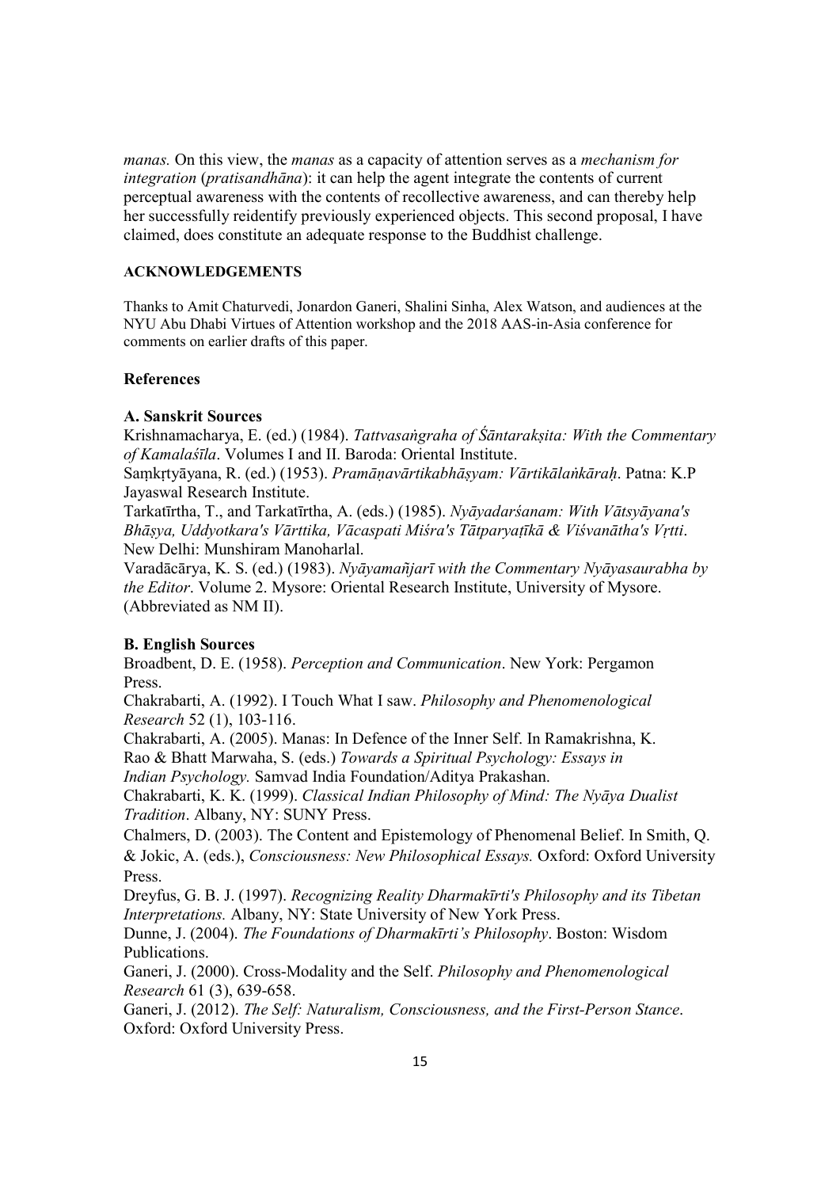*manas.* On this view, the *manas* as a capacity of attention serves as a *mechanism for integration* (*pratisandhāna*): it can help the agent integrate the contents of current perceptual awareness with the contents of recollective awareness, and can thereby help her successfully reidentify previously experienced objects. This second proposal, I have claimed, does constitute an adequate response to the Buddhist challenge.

## ACKNOWLEDGEMENTS

Thanks to Amit Chaturvedi, Jonardon Ganeri, Shalini Sinha, Alex Watson, and audiences at the NYU Abu Dhabi Virtues of Attention workshop and the 2018 AAS-in-Asia conference for comments on earlier drafts of this paper.

## References

### A. Sanskrit Sources

Krishnamacharya, E. (ed.) (1984). *Tattvasaṅgraha of Śāntarakṣita: With the Commentary of Kamalaśīla*. Volumes I and II. Baroda: Oriental Institute.

Saṃkṛtyāyana, R. (ed.) (1953). *Pramāṇavārtikabhāṣyam: Vārtikālaṅkāraḥ*. Patna: K.P Jayaswal Research Institute.

Tarkatīrtha, T., and Tarkatīrtha, A. (eds.) (1985). *Nyāyadarśanam: With Vātsyāyana's Bhāṣya, Uddyotkara's Vārttika, Vācaspati Miśra's Tātparyaṭīkā & Viśvanātha's Vṛtti*. New Delhi: Munshiram Manoharlal.

Varadācārya, K. S. (ed.) (1983). *Nyāyamañjarī with the Commentary Nyāyasaurabha by the Editor*. Volume 2. Mysore: Oriental Research Institute, University of Mysore. (Abbreviated as NM II).

### B. English Sources

Broadbent, D. E. (1958). *Perception and Communication*. New York: Pergamon Press.

Chakrabarti, A. (1992). I Touch What I saw. *Philosophy and Phenomenological Research* 52 (1), 103-116.

Chakrabarti, A. (2005). Manas: In Defence of the Inner Self. In Ramakrishna, K. Rao & Bhatt Marwaha, S. (eds.) *Towards a Spiritual Psychology: Essays in Indian Psychology.* Samvad India Foundation/Aditya Prakashan.

Chakrabarti, K. K. (1999). *Classical Indian Philosophy of Mind: The Nyāya Dualist Tradition*. Albany, NY: SUNY Press.

Chalmers, D. (2003). The Content and Epistemology of Phenomenal Belief. In Smith, Q. & Jokic, A. (eds.), *Consciousness: New Philosophical Essays.* Oxford: Oxford University Press.

Dreyfus, G. B. J. (1997). *Recognizing Reality Dharmakīrti's Philosophy and its Tibetan Interpretations.* Albany, NY: State University of New York Press.

Dunne, J. (2004). *The Foundations of Dharmakīrti's Philosophy*. Boston: Wisdom Publications.

Ganeri, J. (2000). Cross-Modality and the Self. *Philosophy and Phenomenological Research* 61 (3), 639-658.

Ganeri, J. (2012). *The Self: Naturalism, Consciousness, and the First-Person Stance*. Oxford: Oxford University Press.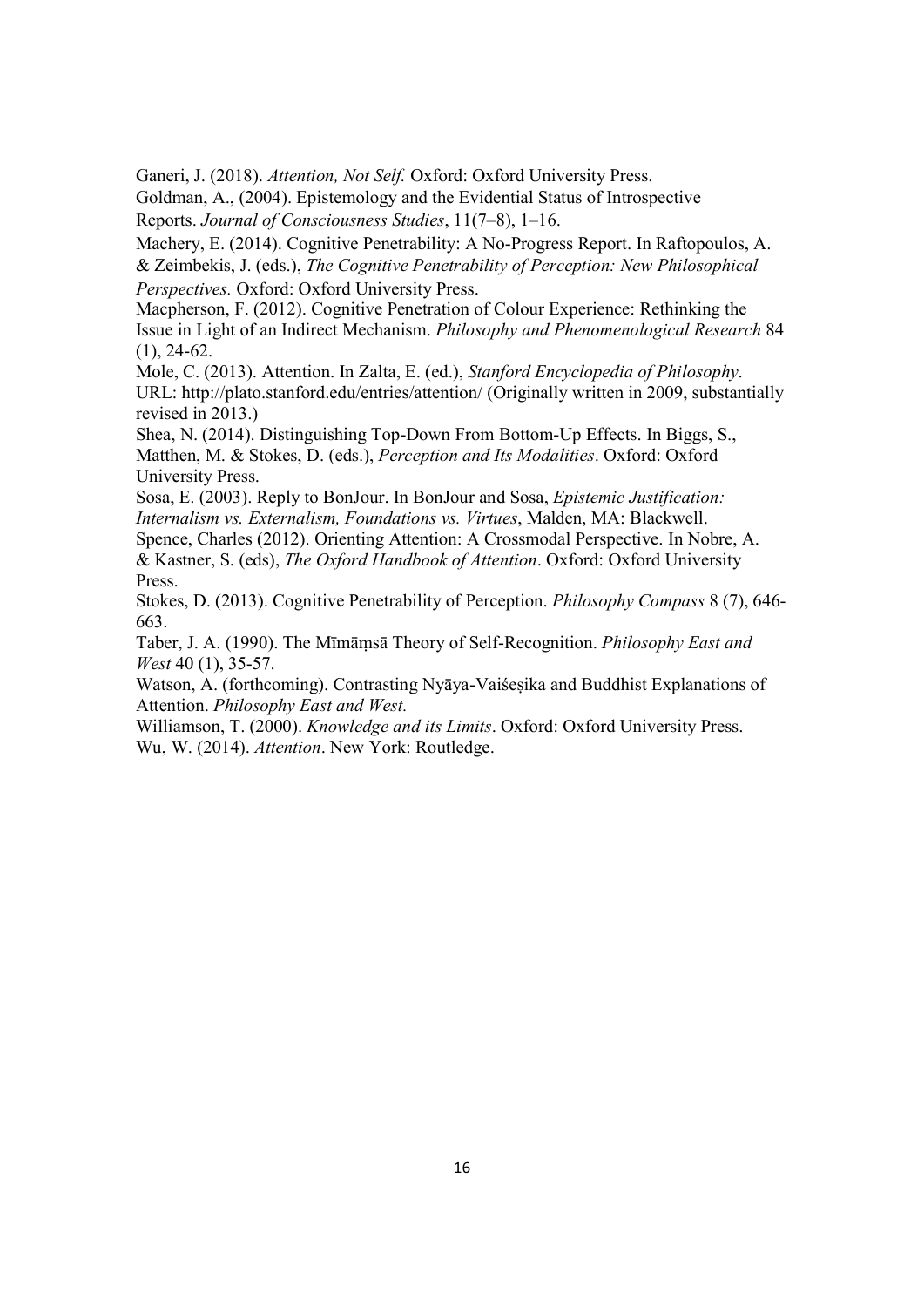Ganeri, J. (2018). *Attention, Not Self.* Oxford: Oxford University Press.

Goldman, A., (2004). Epistemology and the Evidential Status of Introspective Reports. *Journal of Consciousness Studies*, 11(7–8), 1–16.

Machery, E. (2014). Cognitive Penetrability: A No-Progress Report. In Raftopoulos, A. & Zeimbekis, J. (eds.), *The Cognitive Penetrability of Perception: New Philosophical Perspectives.* Oxford: Oxford University Press.

Macpherson, F. (2012). Cognitive Penetration of Colour Experience: Rethinking the Issue in Light of an Indirect Mechanism. *Philosophy and Phenomenological Research* 84 (1), 24-62.

Mole, C. (2013). Attention. In Zalta, E. (ed.), *Stanford Encyclopedia of Philosophy*. URL: http://plato.stanford.edu/entries/attention/ (Originally written in 2009, substantially revised in 2013.)

Shea, N. (2014). Distinguishing Top-Down From Bottom-Up Effects. In Biggs, S., Matthen, M. & Stokes, D. (eds.), *Perception and Its Modalities*. Oxford: Oxford University Press.

Sosa, E. (2003). Reply to BonJour. In BonJour and Sosa, *Epistemic Justification: Internalism vs. Externalism, Foundations vs. Virtues*, Malden, MA: Blackwell.

Spence, Charles (2012). Orienting Attention: A Crossmodal Perspective. In Nobre, A. & Kastner, S. (eds), *The Oxford Handbook of Attention*. Oxford: Oxford University Press.

Stokes, D. (2013). Cognitive Penetrability of Perception. *Philosophy Compass* 8 (7), 646-663.

Taber, J. A. (1990). The Mīmāṃsā Theory of Self-Recognition. *Philosophy East and West* 40 (1), 35-57.

Watson, A. (forthcoming). Contrasting Nyāya-Vaiśeṣika and Buddhist Explanations of Attention. *Philosophy East and West.*

Williamson, T. (2000). *Knowledge and its Limits*. Oxford: Oxford University Press.

Wu, W. (2014). *Attention*. New York: Routledge.